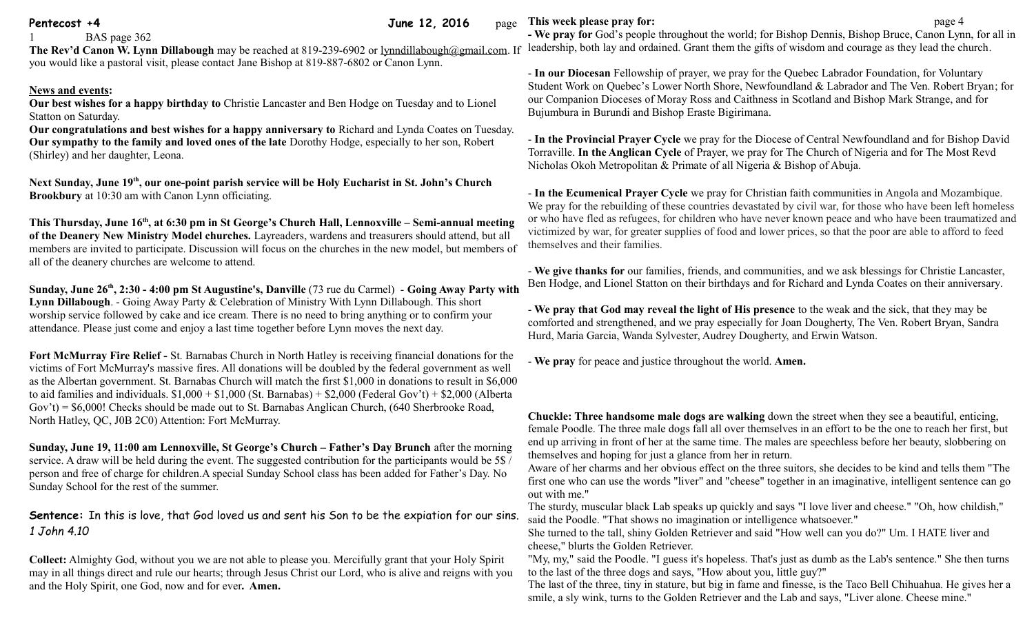**Pentecost +4** **June 12, 2016**

1 BAS page 362

**The Rev'd Canon W. Lynn Dillabough** may be reached at 819-239-6902 or lynndillabough@gmail.com. If you would like a pastoral visit, please contact Jane Bishop at 819-887-6802 or Canon Lynn.

**News and events:**

**Our best wishes for a happy birthday to** Christie Lancaster and Ben Hodge on Tuesday and to Lionel Statton on Saturday.

**Our congratulations and best wishes for a happy anniversary to** Richard and Lynda Coates on Tuesday.

**Our sympathy to the family and loved ones of the late** Dorothy Hodge, especially to her son, Robert (Shirley) and her daughter, Leona.

**Next Sunday, June 19th, our one-point parish service will be Holy Eucharist in St. John's Church Brookbury** at 10:30 am with Canon Lynn officiating.

**This Thursday, June 16th, at 6:30 pm in St George's Church Hall, Lennoxville – Semi-annual meeting of the Deanery New Ministry Model churches.** Layreaders, wardens and treasurers should attend, but all members are invited to participate. Discussion will focus on the churches in the new model, but members of all of the deanery churches are welcome to attend.

**Sunday, June 26th, 2:30 - 4:00 pm St Augustine's, Danville** (73 rue du Carmel) - **Going Away Party with Lynn Dillabough**. - Going Away Party & Celebration of Ministry With Lynn Dillabough. This short worship service followed by cake and ice cream. There is no need to bring anything or to confirm your attendance. Please just come and enjoy a last time together before Lynn moves the next day.

**Fort McMurray Fire Relief -** St. Barnabas Church in North Hatley is receiving financial donations for the victims of Fort McMurray's massive fires. All donations will be doubled by the federal government as well as the Albertan government. St. Barnabas Church will match the first $1,000 in donations to result in $6,000 to aid families and individuals. $1,000 + $1,000 (St. Barnabas) + $2,000 (Federal Gov't) + $2,000 (Alberta Gov't) = $6,000! Checks should be made out to St. Barnabas Anglican Church, (640 Sherbrooke Road, North Hatley, QC, J0B 2C0) Attention: Fort McMurray.

**Sunday, June 19, 11:00 am Lennoxville, St George's Church – Father's Day Brunch** after the morning service. A draw will be held during the event. The suggested contribution for the participants would be 5$ / person and free of charge for children.A special Sunday School class has been added for Father's Day. No Sunday School for the rest of the summer.

**Sentence:** In this is love, that God loved us and sent his Son to be the expiation for our sins. *1 John 4.10*

**Collect:** Almighty God, without you we are not able to please you. Mercifully grant that your Holy Spirit may in all things direct and rule our hearts; through Jesus Christ our Lord, who is alive and reigns with you and the Holy Spirit, one God, now and for ever**. Amen.**

**This week please pray for:**

**- We pray for** God's people throughout the world; for Bishop Dennis, Bishop Bruce, Canon Lynn, for all in leadership, both lay and ordained. Grant them the gifts of wisdom and courage as they lead the church.

- **In our Diocesan** Fellowship of prayer, we pray for the Quebec Labrador Foundation, for Voluntary Student Work on Quebec's Lower North Shore, Newfoundland & Labrador and The Ven. Robert Bryan; for our Companion Dioceses of Moray Ross and Caithness in Scotland and Bishop Mark Strange, and for Bujumbura in Burundi and Bishop Eraste Bigirimana.

- **In the Provincial Prayer Cycle** we pray for the Diocese of Central Newfoundland and for Bishop David Torraville. **In the Anglican Cycle** of Prayer, we pray for The Church of Nigeria and for The Most Revd Nicholas Okoh Metropolitan & Primate of all Nigeria & Bishop of Abuja.

- **In the Ecumenical Prayer Cycle** we pray for Christian faith communities in Angola and Mozambique. We pray for the rebuilding of these countries devastated by civil war, for those who have been left homeless or who have fled as refugees, for children who have never known peace and who have been traumatized and victimized by war, for greater supplies of food and lower prices, so that the poor are able to afford to feed themselves and their families.

- **We give thanks for** our families, friends, and communities, and we ask blessings for Christie Lancaster, Ben Hodge, and Lionel Statton on their birthdays and for Richard and Lynda Coates on their anniversary.

- **We pray that God may reveal the light of His presence** to the weak and the sick, that they may be comforted and strengthened, and we pray especially for Joan Dougherty, The Ven. Robert Bryan, Sandra Hurd, Maria Garcia, Wanda Sylvester, Audrey Dougherty, and Erwin Watson.

- **We pray** for peace and justice throughout the world. **Amen.**

**Chuckle: Three handsome male dogs are walking** down the street when they see a beautiful, enticing, female Poodle. The three male dogs fall all over themselves in an effort to be the one to reach her first, but end up arriving in front of her at the same time. The males are speechless before her beauty, slobbering on themselves and hoping for just a glance from her in return.

Aware of her charms and her obvious effect on the three suitors, she decides to be kind and tells them "The first one who can use the words "liver" and "cheese" together in an imaginative, intelligent sentence can go out with me."

The sturdy, muscular black Lab speaks up quickly and says "I love liver and cheese." "Oh, how childish," said the Poodle. "That shows no imagination or intelligence whatsoever."

She turned to the tall, shiny Golden Retriever and said "How well can you do?" Um. I HATE liver and cheese," blurts the Golden Retriever.

"My, my," said the Poodle. "I guess it's hopeless. That's just as dumb as the Lab's sentence." She then turns to the last of the three dogs and says, "How about you, little guy?"

The last of the three, tiny in stature, but big in fame and finesse, is the Taco Bell Chihuahua. He gives her a smile, a sly wink, turns to the Golden Retriever and the Lab and says, "Liver alone. Cheese mine."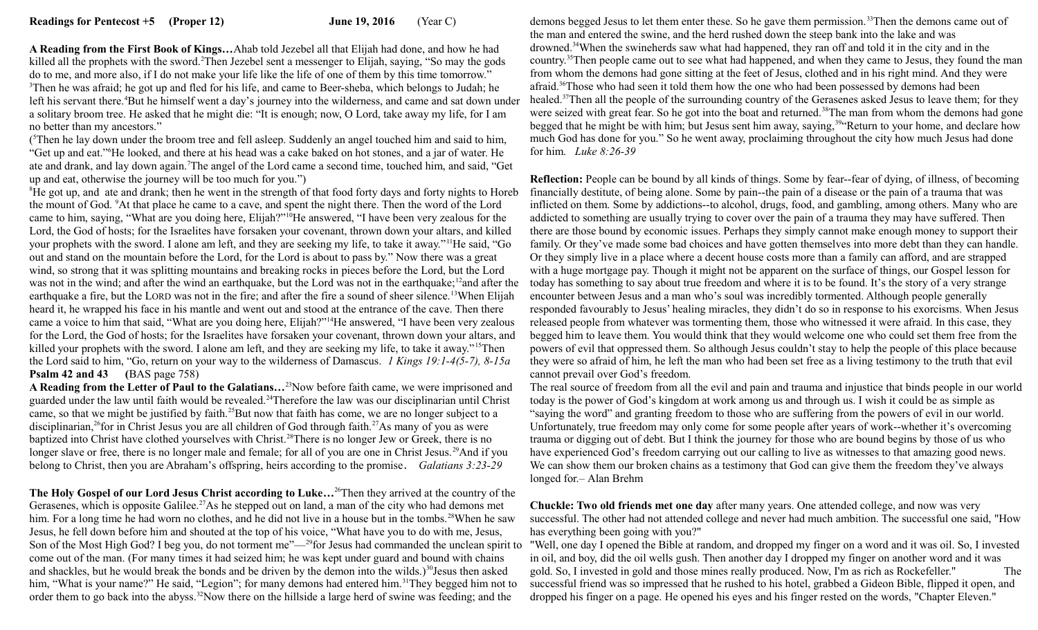**Readings for Pentecost +5 (Proper 12) June 19, 2016 (Year C)**

**A Reading from the First Book of Kings…**Ahab told Jezebel all that Elijah had done, and how he had killed all the prophets with the sword.[2]Then Jezebel sent a messenger to Elijah, saying, "So may the gods do to me, and more also, if I do not make your life like the life of one of them by this time tomorrow." [3]Then he was afraid; he got up and fled for his life, and came to Beer-sheba, which belongs to Judah; he left his servant there.[4]But he himself went a day's journey into the wilderness, and came and sat down under a solitary broom tree. He asked that he might die: "It is enough; now, O Lord, take away my life, for I am no better than my ancestors."

([5]Then he lay down under the broom tree and fell asleep. Suddenly an angel touched him and said to him, "Get up and eat."[6]He looked, and there at his head was a cake baked on hot stones, and a jar of water. He ate and drank, and lay down again.[7]The angel of the Lord came a second time, touched him, and said, "Get up and eat, otherwise the journey will be too much for you.")

[8]He got up, and ate and drank; then he went in the strength of that food forty days and forty nights to Horeb the mount of God. [9]At that place he came to a cave, and spent the night there. Then the word of the Lord came to him, saying, "What are you doing here, Elijah?"[10]He answered, "I have been very zealous for the Lord, the God of hosts; for the Israelites have forsaken your covenant, thrown down your altars, and killed your prophets with the sword. I alone am left, and they are seeking my life, to take it away."[11]He said, "Go out and stand on the mountain before the Lord, for the Lord is about to pass by." Now there was a great wind, so strong that it was splitting mountains and breaking rocks in pieces before the Lord, but the Lord was not in the wind; and after the wind an earthquake, but the Lord was not in the earthquake;[12]and after the earthquake a fire, but the LORD was not in the fire; and after the fire a sound of sheer silence.[13]When Elijah heard it, he wrapped his face in his mantle and went out and stood at the entrance of the cave. Then there came a voice to him that said, "What are you doing here, Elijah?"[14]He answered, "I have been very zealous for the Lord, the God of hosts; for the Israelites have forsaken your covenant, thrown down your altars, and killed your prophets with the sword. I alone am left, and they are seeking my life, to take it away."[15]Then the Lord said to him, "Go, return on your way to the wilderness of Damascus. *1 Kings 19:1-4(5-7), 8-15a*

**Psalm 42 and 43** **(**BAS page 758)

**A Reading from the Letter of Paul to the Galatians…**[23]Now before faith came, we were imprisoned and guarded under the law until faith would be revealed.[24]Therefore the law was our disciplinarian until Christ came, so that we might be justified by faith.[25]But now that faith has come, we are no longer subject to a disciplinarian,[26]for in Christ Jesus you are all children of God through faith.[27]As many of you as were baptized into Christ have clothed yourselves with Christ.[28]There is no longer Jew or Greek, there is no longer slave or free, there is no longer male and female; for all of you are one in Christ Jesus.[29]And if you belong to Christ, then you are Abraham's offspring, heirs according to the promise. *Galatians 3:23-29*

**The Holy Gospel of our Lord Jesus Christ according to Luke…**[26]Then they arrived at the country of the Gerasenes, which is opposite Galilee.[27]As he stepped out on land, a man of the city who had demons met him. For a long time he had worn no clothes, and he did not live in a house but in the tombs.[28]When he saw Jesus, he fell down before him and shouted at the top of his voice, "What have you to do with me, Jesus, Son of the Most High God? I beg you, do not torment me"—[29]for Jesus had commanded the unclean spirit to come out of the man. (For many times it had seized him; he was kept under guard and bound with chains and shackles, but he would break the bonds and be driven by the demon into the wilds.)[30]Jesus then asked him, "What is your name?" He said, "Legion"; for many demons had entered him.[31]They begged him not to order them to go back into the abyss.[32]Now there on the hillside a large herd of swine was feeding; and the demons begged Jesus to let them enter these. So he gave them permission.[33]Then the demons came out of the man and entered the swine, and the herd rushed down the steep bank into the lake and was drowned.[34]When the swineherds saw what had happened, they ran off and told it in the city and in the country.[35]Then people came out to see what had happened, and when they came to Jesus, they found the man from whom the demons had gone sitting at the feet of Jesus, clothed and in his right mind. And they were afraid.[36]Those who had seen it told them how the one who had been possessed by demons had been healed.[37]Then all the people of the surrounding country of the Gerasenes asked Jesus to leave them; for they were seized with great fear. So he got into the boat and returned.[38]The man from whom the demons had gone begged that he might be with him; but Jesus sent him away, saying,[39]"Return to your home, and declare how much God has done for you." So he went away, proclaiming throughout the city how much Jesus had done for him. *Luke 8:26-39*

**Reflection:** People can be bound by all kinds of things. Some by fear--fear of dying, of illness, of becoming financially destitute, of being alone. Some by pain--the pain of a disease or the pain of a trauma that was inflicted on them. Some by addictions--to alcohol, drugs, food, and gambling, among others. Many who are addicted to something are usually trying to cover over the pain of a trauma they may have suffered. Then there are those bound by economic issues. Perhaps they simply cannot make enough money to support their family. Or they've made some bad choices and have gotten themselves into more debt than they can handle. Or they simply live in a place where a decent house costs more than a family can afford, and are strapped with a huge mortgage pay. Though it might not be apparent on the surface of things, our Gospel lesson for today has something to say about true freedom and where it is to be found. It's the story of a very strange encounter between Jesus and a man who's soul was incredibly tormented. Although people generally responded favourably to Jesus' healing miracles, they didn't do so in response to his exorcisms. When Jesus released people from whatever was tormenting them, those who witnessed it were afraid. In this case, they begged him to leave them. You would think that they would welcome one who could set them free from the powers of evil that oppressed them. So although Jesus couldn't stay to help the people of this place because they were so afraid of him, he left the man who had been set free as a living testimony to the truth that evil cannot prevail over God's freedom.

The real source of freedom from all the evil and pain and trauma and injustice that binds people in our world today is the power of God's kingdom at work among us and through us. I wish it could be as simple as "saying the word" and granting freedom to those who are suffering from the powers of evil in our world. Unfortunately, true freedom may only come for some people after years of work--whether it's overcoming trauma or digging out of debt. But I think the journey for those who are bound begins by those of us who have experienced God's freedom carrying out our calling to live as witnesses to that amazing good news. We can show them our broken chains as a testimony that God can give them the freedom they've always longed for.– Alan Brehm

**Chuckle: Two old friends met one day** after many years. One attended college, and now was very successful. The other had not attended college and never had much ambition. The successful one said, "How has everything been going with you?"

"Well, one day I opened the Bible at random, and dropped my finger on a word and it was oil. So, I invested in oil, and boy, did the oil wells gush. Then another day I dropped my finger on another word and it was gold. So, I invested in gold and those mines really produced. Now, I'm as rich as Rockefeller." The successful friend was so impressed that he rushed to his hotel, grabbed a Gideon Bible, flipped it open, and dropped his finger on a page. He opened his eyes and his finger rested on the words, "Chapter Eleven."